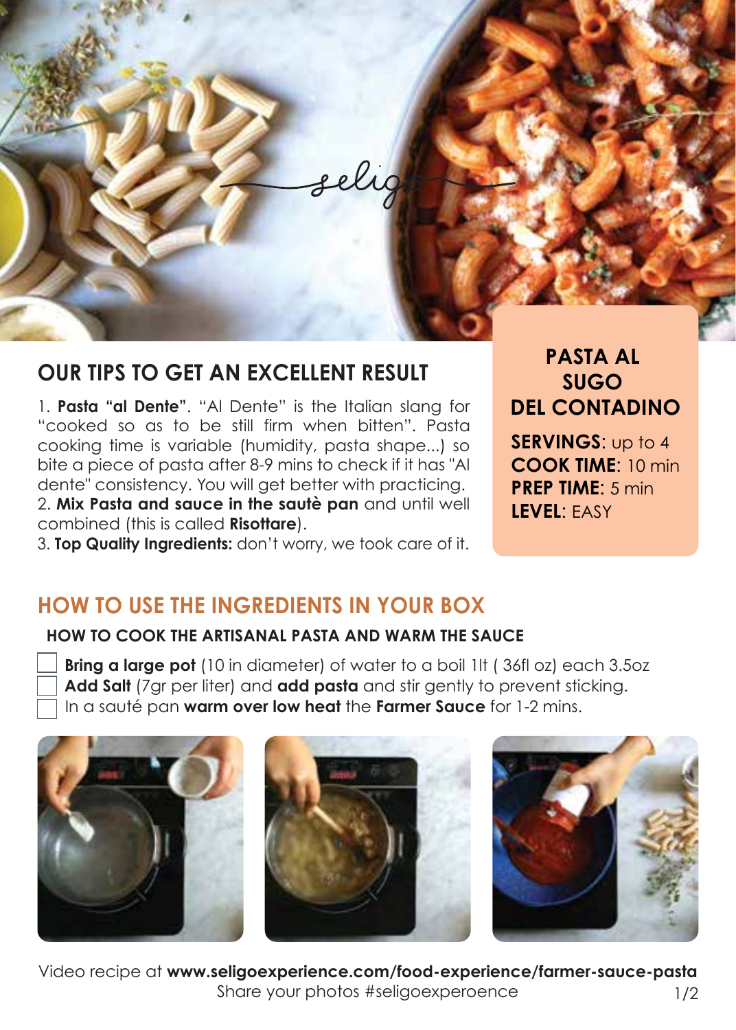## OUR TIPS TO GET AN EXCELLENT RESULT

1. **Pasta "al Dente"**. "Al Dente" is the Italian slang for "cooked so as to be still firm when bitten". Pasta cooking time is variable (humidity, pasta shape...) so bite a piece of pasta after 8-9 mins to check if it has "Al dente" consistency. You will get better with practicing.
2. **Mix Pasta and sauce in the sautè pan** and until well combined (this is called **Risottare**).
3. **Top Quality Ingredients:** don't worry, we took care of it.

## PASTA AL SUGO DEL CONTADINO

**SERVINGS**: up to 4
**COOK TIME**: 10 min
**PREP TIME**: 5 min
**LEVEL**: EASY

## HOW TO USE THE INGREDIENTS IN YOUR BOX

### HOW TO COOK THE ARTISANAL PASTA AND WARM THE SAUCE

- [ ] **Bring a large pot** (10 in diameter) of water to a boil 1lt ( 36fl oz) each 3.5oz
- [ ] **Add Salt** (7gr per liter) and **add pasta** and stir gently to prevent sticking.
- [ ] In a sauté pan **warm over low heat** the **Farmer Sauce** for 1-2 mins.

Video recipe at **www.seligoexperience.com/food-experience/farmer-sauce-pasta**
Share your photos #seligoexperoence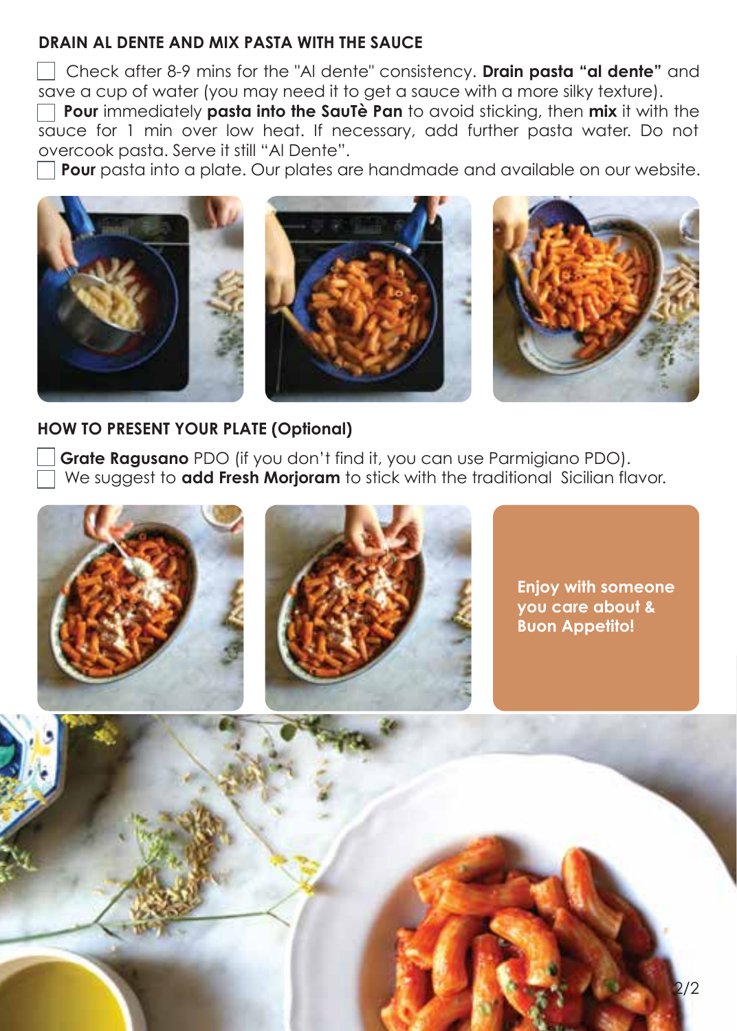## DRAIN AL DENTE AND MIX PASTA WITH THE SAUCE

- [ ] Check after 8-9 mins for the "Al dente" consistency. **Drain pasta "al dente"** and save a cup of water (you may need it to get a sauce with a more silky texture).
- [ ] **Pour** immediately **pasta into the SauTè Pan** to avoid sticking, then **mix** it with the sauce for 1 min over low heat. If necessary, add further pasta water. Do not overcook pasta. Serve it still "Al Dente".
- [ ] **Pour** pasta into a plate. Our plates are handmade and available on our website.

## HOW TO PRESENT YOUR PLATE (Optional)

- [ ] **Grate Ragusano** PDO (if you don't find it, you can use Parmigiano PDO).
- [ ] We suggest to **add Fresh Morjoram** to stick with the traditional Sicilian flavor.

**Enjoy with someone you care about & Buon Appetito!**